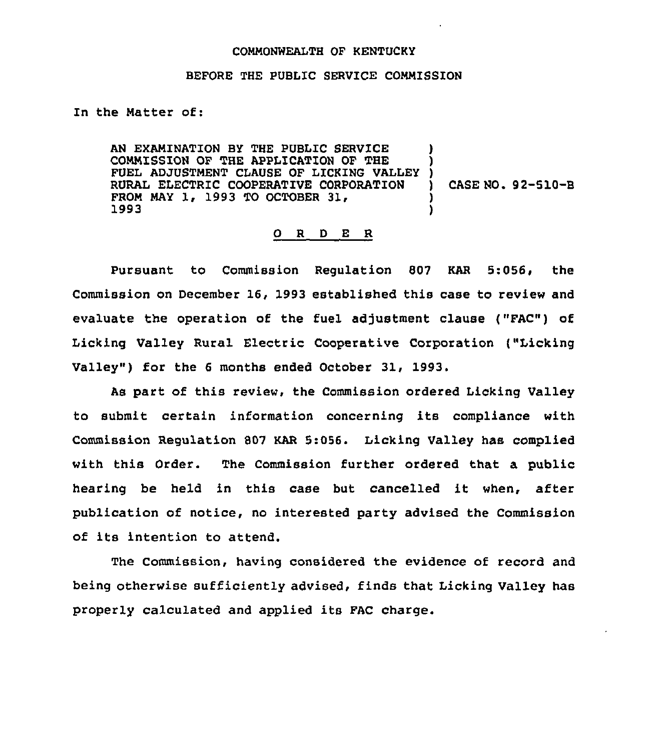COMMONWEALTH OF KENTUCKY

BEFORE THE PUBLIC SERVICE COMMISSION

In the Matter of:

AN EXAMINATION BY THE PUBLIC SERVICE COMMISSION OF THE APPLICATION OF THE FUEL ADJUSTMENT CLAUSE OF LICKING VALLEY RURAL ELECTRIC COOPERATIVE CORPORATION FROM MAY 1, 1993 TO OCTOBER 31, 1993 ) CASE NO. 92-510-B

## O R D E R

Pursuant to Commission Regulation 807 KAR 5:056, the Commission on December 16, 1993 established this case to review and evaluate the operation of the fuel adjustment clause ("FAC") of Licking Valley Rural Electric Cooperative Corporation ("Licking Valley") for the 6 months ended October 31, 1993.

As part of this review, the Commission ordered Licking Valley to submit certain information concerning its compliance with Commission Regulation 807 KAR 5:056. Licking Valley has complied with this Order. The Commission further ordered that a public hearing be held in this case but cancelled it when, after publication of notice, no interested party advised the Commission of its intention to attend.

The Commission, having considered the evidence of record and being otherwise sufficiently advised, finds that Licking Valley has properly calculated and applied its FAC charge.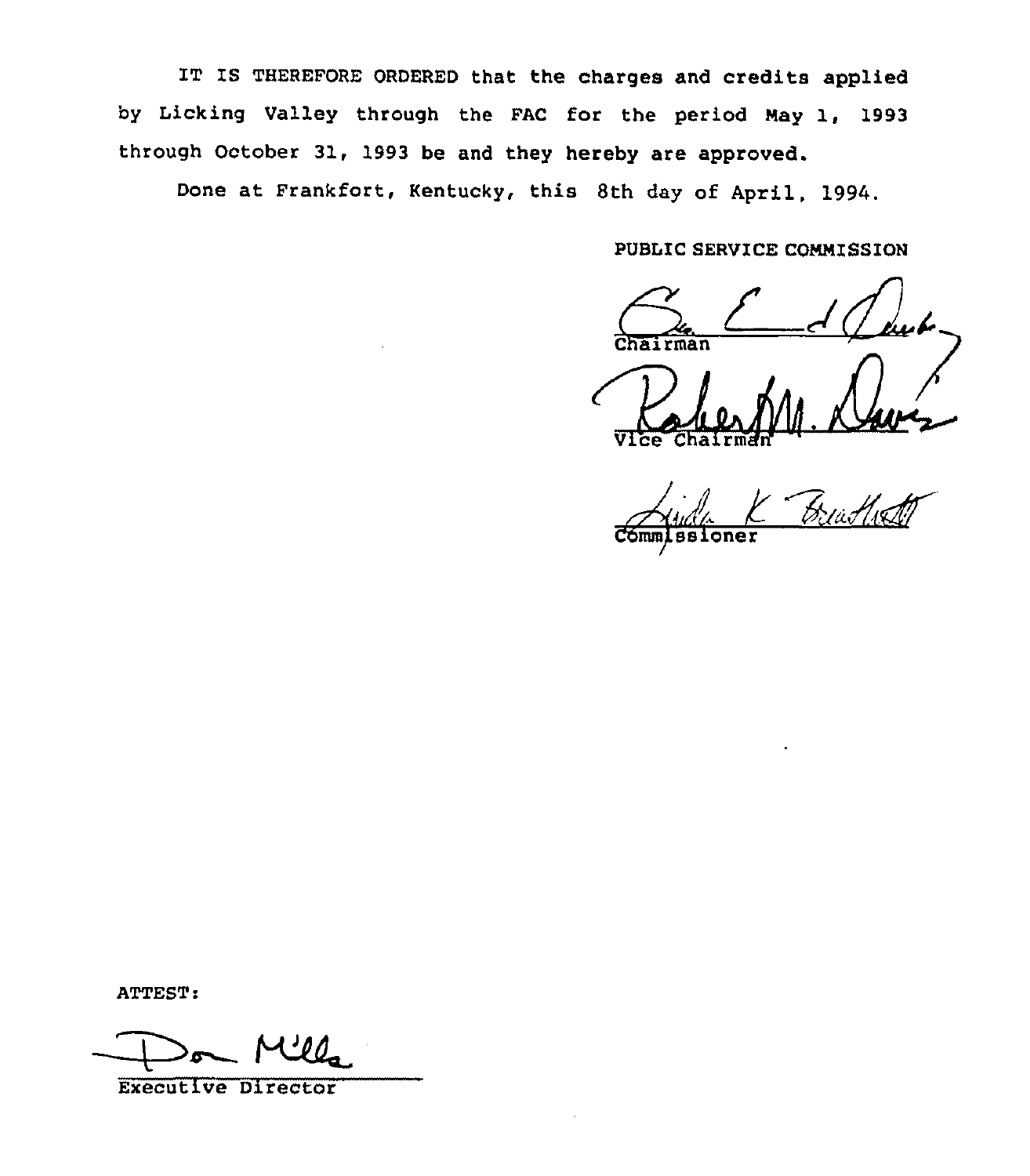IT IS THEREFORE ORDERED that the charges and credits applied by Licking Valley through the FAC for the period May 1, 1993 through October 31, 1993 be and they hereby are approved.

Done at Frankfort, Kentucky, this 8th day of April, 1994.

PUBLIC SERVICE COMMISSION

Chairman

Vice Chairman

Commissioner

ATTEST:

Executive Director